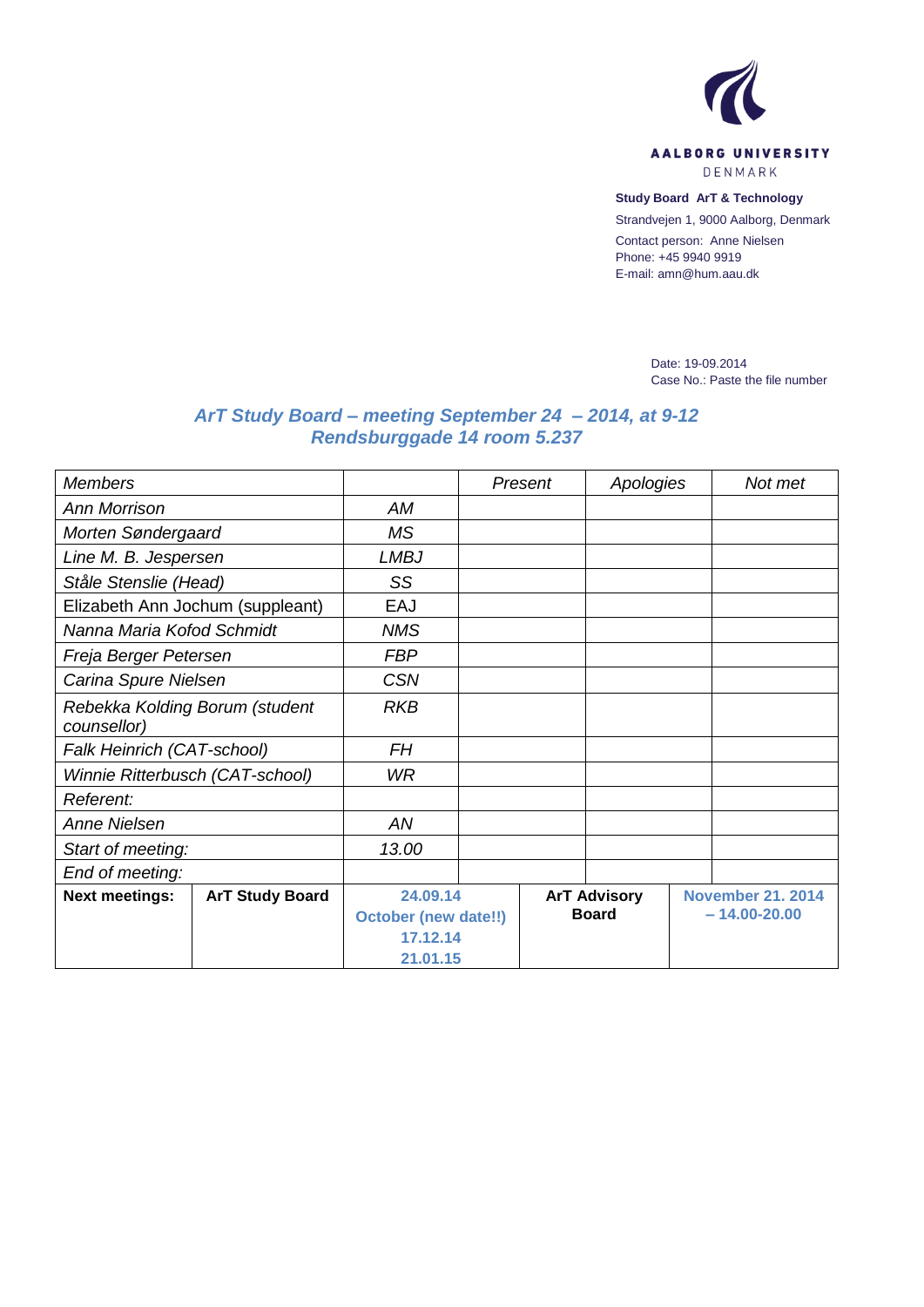AALBORG UNIVERSITY
DENMARK

**Study Board ArT & Technology**

Strandvejen 1, 9000 Aalborg, Denmark

Contact person: Anne Nielsen
Phone: +45 9940 9919
E-mail: amn@hum.aau.dk

Date: 19-09.2014
Case No.: Paste the file number

## *ArT Study Board – meeting September 24 – 2014, at 9-12*
## *Rendsburggade 14 room 5.237*

| *Members* | | *Present* | *Apologies* | *Not met* |
|---|---|---|---|---|
| *Ann Morrison* | *AM* | | | |
| *Morten Søndergaard* | *MS* | | | |
| *Line M. B. Jespersen* | *LMBJ* | | | |
| *Ståle Stenslie (Head)* | *SS* | | | |
| Elizabeth Ann Jochum (suppleant) | EAJ | | | |
| *Nanna Maria Kofod Schmidt* | *NMS* | | | |
| *Freja Berger Petersen* | *FBP* | | | |
| *Carina Spure Nielsen* | *CSN* | | | |
| *Rebekka Kolding Borum (student counsellor)* | *RKB* | | | |
| *Falk Heinrich (CAT-school)* | *FH* | | | |
| *Winnie Ritterbusch (CAT-school)* | *WR* | | | |
| *Referent:* | | | | |
| *Anne Nielsen* | *AN* | | | |
| *Start of meeting:* | *13.00* | | | |
| *End of meeting:* | | | | |

| **Next meetings:** | **ArT Study Board** | **24.09.14** **October (new date!!)** **17.12.14** **21.01.15** | **ArT Advisory Board** | **November 21. 2014 – 14.00-20.00** |
|---|---|---|---|---|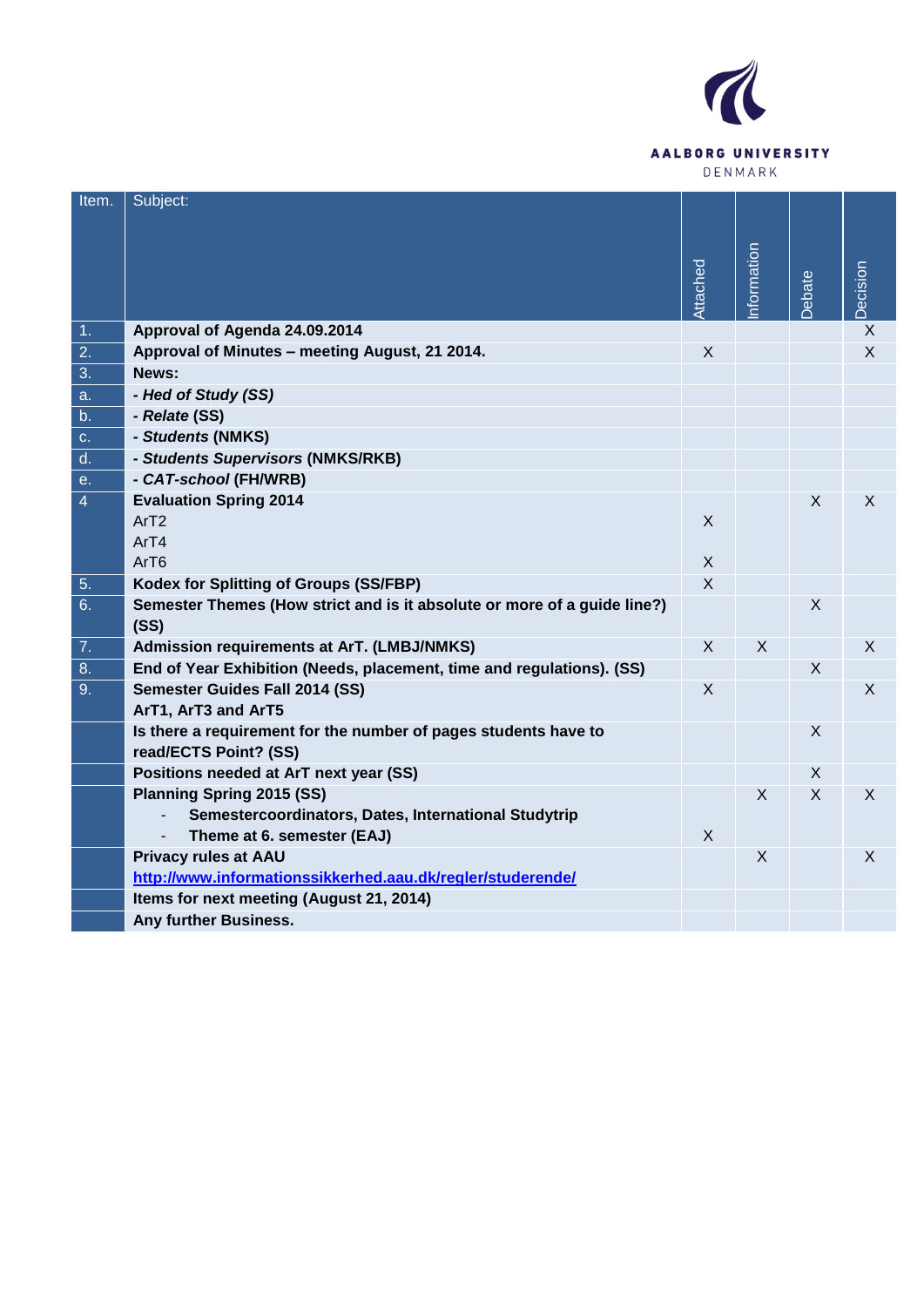AALBORG UNIVERSITY
DENMARK

| Item. | Subject: | Attached | Information | Debate | Decision |
|---|---|---|---|---|---|
| 1. | **Approval of Agenda 24.09.2014** | | | | X |
| 2. | **Approval of Minutes – meeting August, 21 2014.** | X | | | X |
| 3. | **News:** | | | | |
| a. | ***- Hed of Study (SS)*** | | | | |
| b. | ***- Relate* (SS)** | | | | |
| c. | ***- Students* (NMKS)** | | | | |
| d. | ***- Students Supervisors* (NMKS/RKB)** | | | | |
| e. | ***- CAT-school* (FH/WRB)** | | | | |
| 4 | **Evaluation Spring 2014** | | | X | X |
| | ArT2 | X | | | |
| | ArT4 | | | | |
| | ArT6 | X | | | |
| 5. | **Kodex for Splitting of Groups (SS/FBP)** | X | | | |
| 6. | **Semester Themes (How strict and is it absolute or more of a guide line?) (SS)** | | | X | |
| 7. | **Admission requirements at ArT. (LMBJ/NMKS)** | X | X | | X |
| 8. | **End of Year Exhibition (Needs, placement, time and regulations). (SS)** | | | X | |
| 9. | **Semester Guides Fall 2014 (SS)** | X | | | X |
| | **ArT1, ArT3 and ArT5** | | | | |
| | **Is there a requirement for the number of pages students have to read/ECTS Point? (SS)** | | | X | |
| | **Positions needed at ArT next year (SS)** | | | X | |
| | **Planning Spring 2015 (SS)** | | X | X | X |
| | - **Semestercoordinators, Dates, International Studytrip** | | | | |
| | - **Theme at 6. semester (EAJ)** | X | | | |
| | **Privacy rules at AAU** | | X | | X |
| | **http://www.informationssikkerhed.aau.dk/regler/studerende/** | | | | |
| | **Items for next meeting (August 21, 2014)** | | | | |
| | **Any further Business.** | | | | |